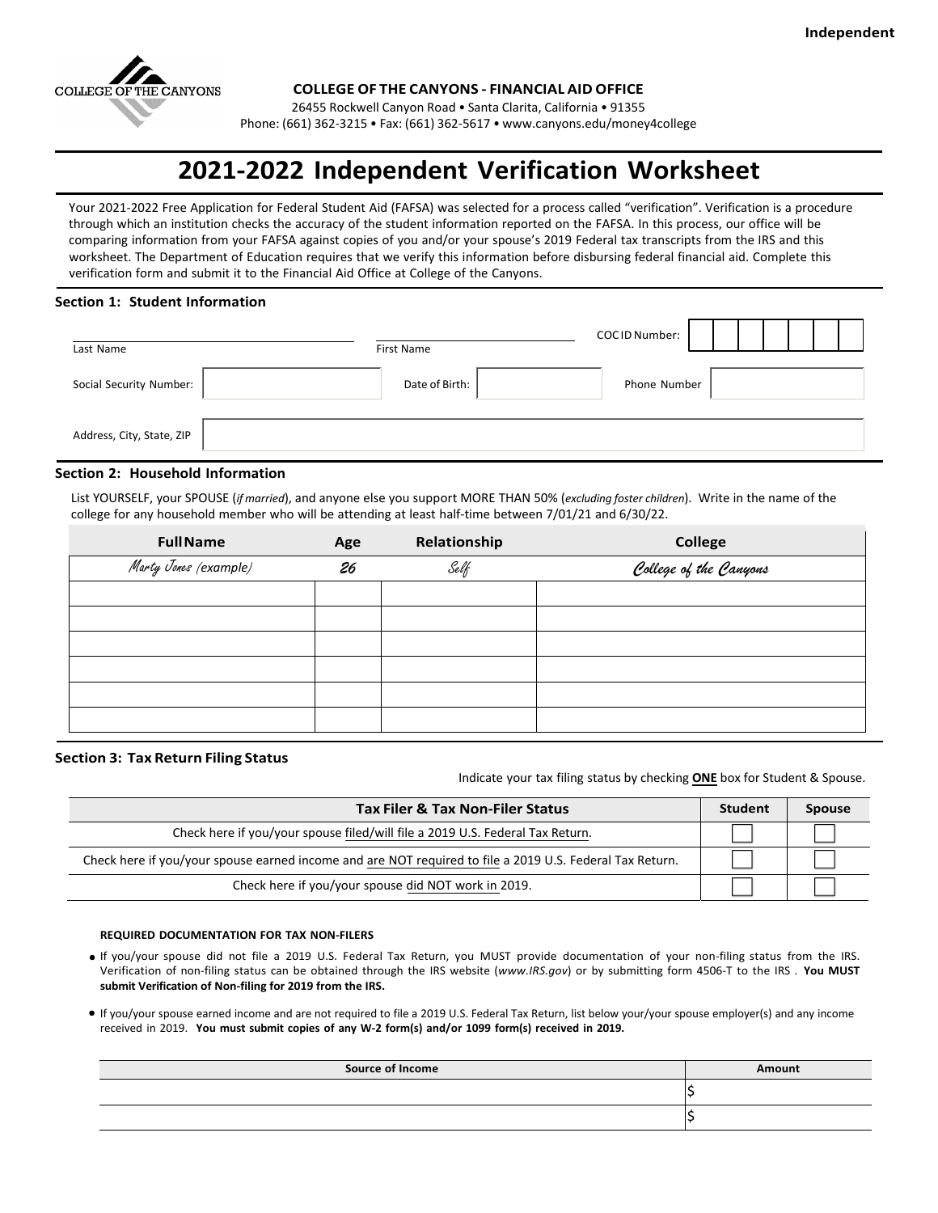**Independent**

**COLLEGE OF THE CANYONS - FINANCIAL AID OFFICE**

26455 Rockwell Canyon Road • Santa Clarita, California • 91355

Phone: (661) 362-3215 • Fax: (661) 362-5617 • www.canyons.edu/money4college

# 2021-2022 Independent Verification Worksheet

Your 2021-2022 Free Application for Federal Student Aid (FAFSA) was selected for a process called "verification". Verification is a procedure through which an institution checks the accuracy of the student information reported on the FAFSA. In this process, our office will be comparing information from your FAFSA against copies of you and/or your spouse's 2019 Federal tax transcripts from the IRS and this worksheet. The Department of Education requires that we verify this information before disbursing federal financial aid. Complete this verification form and submit it to the Financial Aid Office at College of the Canyons.

### Section 1: Student Information

Last Name ____________________ First Name ____________________ COC ID Number: ____________________

Social Security Number: ____________________ Date of Birth: ____________________ Phone Number ____________________

Address, City, State, ZIP ____________________

### Section 2: Household Information

List YOURSELF, your SPOUSE (*if married*), and anyone else you support MORE THAN 50% (*excluding foster children*). Write in the name of the college for any household member who will be attending at least half-time between 7/01/21 and 6/30/22.

| Full Name | Age | Relationship | College |
|---|---|---|---|
| *Marty Jones (example)* | *26* | *Self* | *College of the Canyons* |
| | | | |
| | | | |
| | | | |
| | | | |
| | | | |
| | | | |

### Section 3: Tax Return Filing Status

Indicate your tax filing status by checking **ONE** box for Student & Spouse.

| Tax Filer & Tax Non-Filer Status | Student | Spouse |
|---|---|---|
| Check here if you/your spouse filed/will file a 2019 U.S. Federal Tax Return. | ☐ | ☐ |
| Check here if you/your spouse earned income and are NOT required to file a 2019 U.S. Federal Tax Return. | ☐ | ☐ |
| Check here if you/your spouse did NOT work in 2019. | ☐ | ☐ |

**REQUIRED DOCUMENTATION FOR TAX NON-FILERS**

- If you/your spouse did not file a 2019 U.S. Federal Tax Return, you MUST provide documentation of your non-filing status from the IRS. Verification of non-filing status can be obtained through the IRS website (*www.IRS.gov*) or by submitting form 4506-T to the IRS . **You MUST submit Verification of Non-filing for 2019 from the IRS.**
- If you/your spouse earned income and are not required to file a 2019 U.S. Federal Tax Return, list below your/your spouse employer(s) and any income received in 2019. **You must submit copies of any W-2 form(s) and/or 1099 form(s) received in 2019.**

| Source of Income | Amount |
|---|---|
| | $ |
| | $ |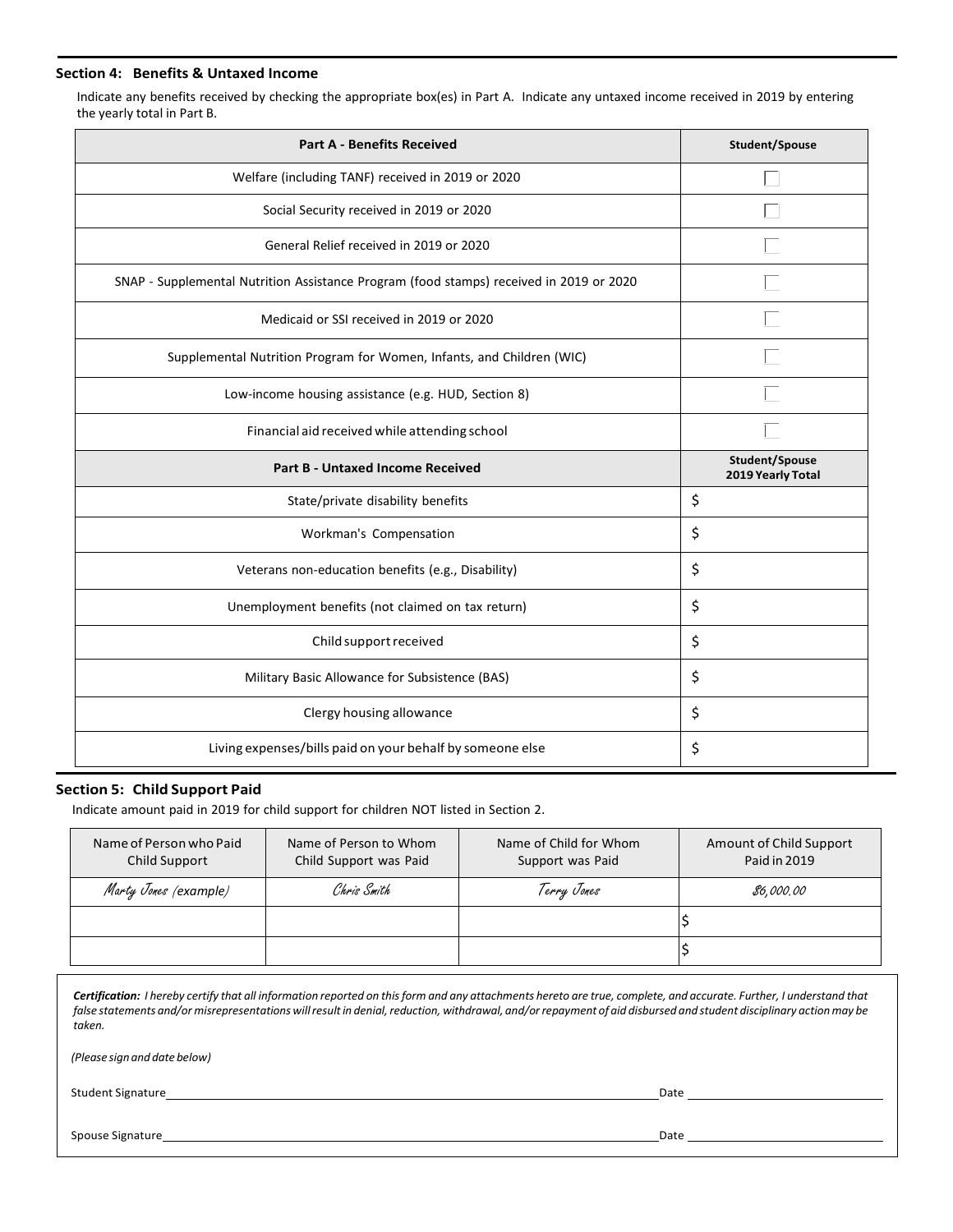### Section 4: Benefits & Untaxed Income

Indicate any benefits received by checking the appropriate box(es) in Part A. Indicate any untaxed income received in 2019 by entering the yearly total in Part B.

| Part A - Benefits Received | Student/Spouse |
| --- | --- |
| Welfare (including TANF) received in 2019 or 2020 | ☐ |
| Social Security received in 2019 or 2020 | ☐ |
| General Relief received in 2019 or 2020 | ☐ |
| SNAP - Supplemental Nutrition Assistance Program (food stamps) received in 2019 or 2020 | ☐ |
| Medicaid or SSI received in 2019 or 2020 | ☐ |
| Supplemental Nutrition Program for Women, Infants, and Children (WIC) | ☐ |
| Low-income housing assistance (e.g. HUD, Section 8) | ☐ |
| Financial aid received while attending school | ☐ |
| **Part B - Untaxed Income Received** | **Student/Spouse 2019 Yearly Total** |
| State/private disability benefits | $ |
| Workman's Compensation | $ |
| Veterans non-education benefits (e.g., Disability) | $ |
| Unemployment benefits (not claimed on tax return) | $ |
| Child support received | $ |
| Military Basic Allowance for Subsistence (BAS) | $ |
| Clergy housing allowance | $ |
| Living expenses/bills paid on your behalf by someone else | $ |

### Section 5: Child Support Paid

Indicate amount paid in 2019 for child support for children NOT listed in Section 2.

| Name of Person who Paid Child Support | Name of Person to Whom Child Support was Paid | Name of Child for Whom Support was Paid | Amount of Child Support Paid in 2019 |
| --- | --- | --- | --- |
| Marty Jones (example) | Chris Smith | Terry Jones | $6,000.00 |
| | | | $ |
| | | | $ |

***Certification:** I hereby certify that all information reported on this form and any attachments hereto are true, complete, and accurate. Further, I understand that false statements and/or misrepresentations will result in denial, reduction, withdrawal, and/or repayment of aid disbursed and student disciplinary action may be taken.*

*(Please sign and date below)*

Student Signature\_\_\_\_\_\_\_\_\_\_\_\_\_\_\_\_\_\_\_\_\_\_\_\_\_\_\_\_\_\_ Date \_\_\_\_\_\_\_\_\_\_\_\_\_\_\_\_

Spouse Signature\_\_\_\_\_\_\_\_\_\_\_\_\_\_\_\_\_\_\_\_\_\_\_\_\_\_\_\_\_\_ Date \_\_\_\_\_\_\_\_\_\_\_\_\_\_\_\_